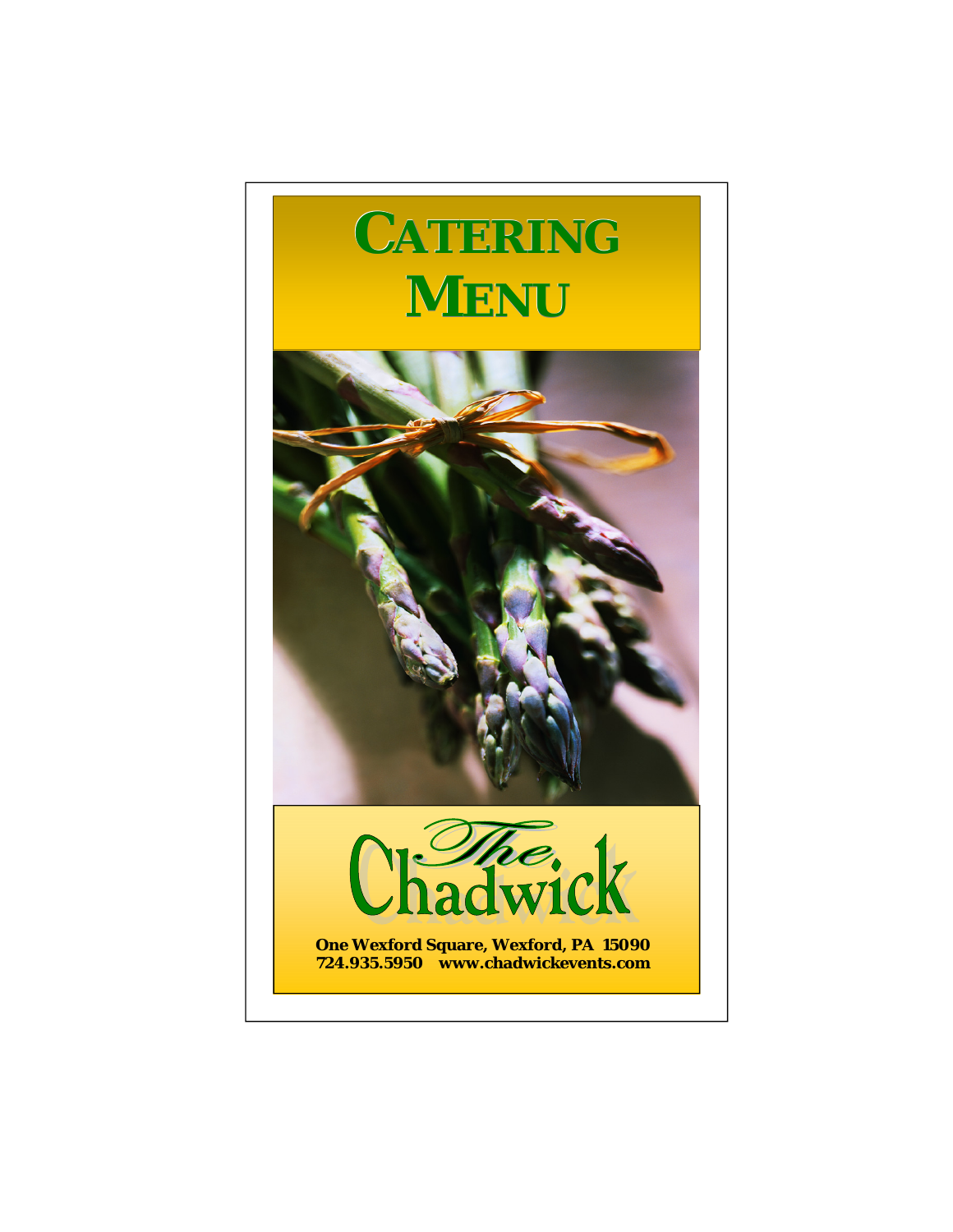# CATERING MENU

# The Chadwick

**One Wexford Square, Wexford, PA 15090**
**724.935.5950 www.chadwickevents.com**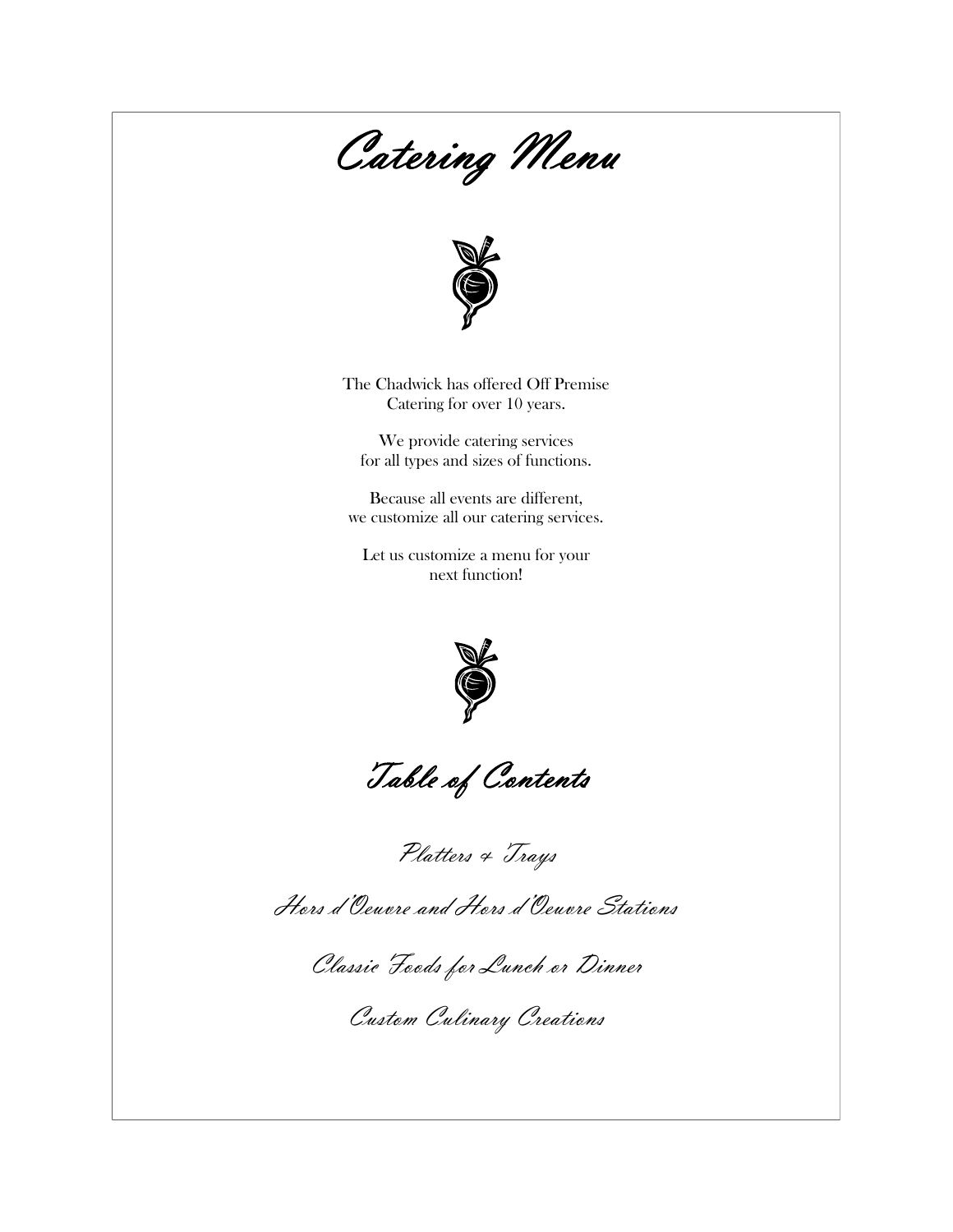# Catering Menu

The Chadwick has offered Off Premise Catering for over 10 years.

We provide catering services for all types and sizes of functions.

Because all events are different, we customize all our catering services.

Let us customize a menu for your next function!

## Table of Contents

Platters & Trays

Hors d'Oeuvre and Hors d'Oeuvre Stations

Classic Foods for Lunch or Dinner

Custom Culinary Creations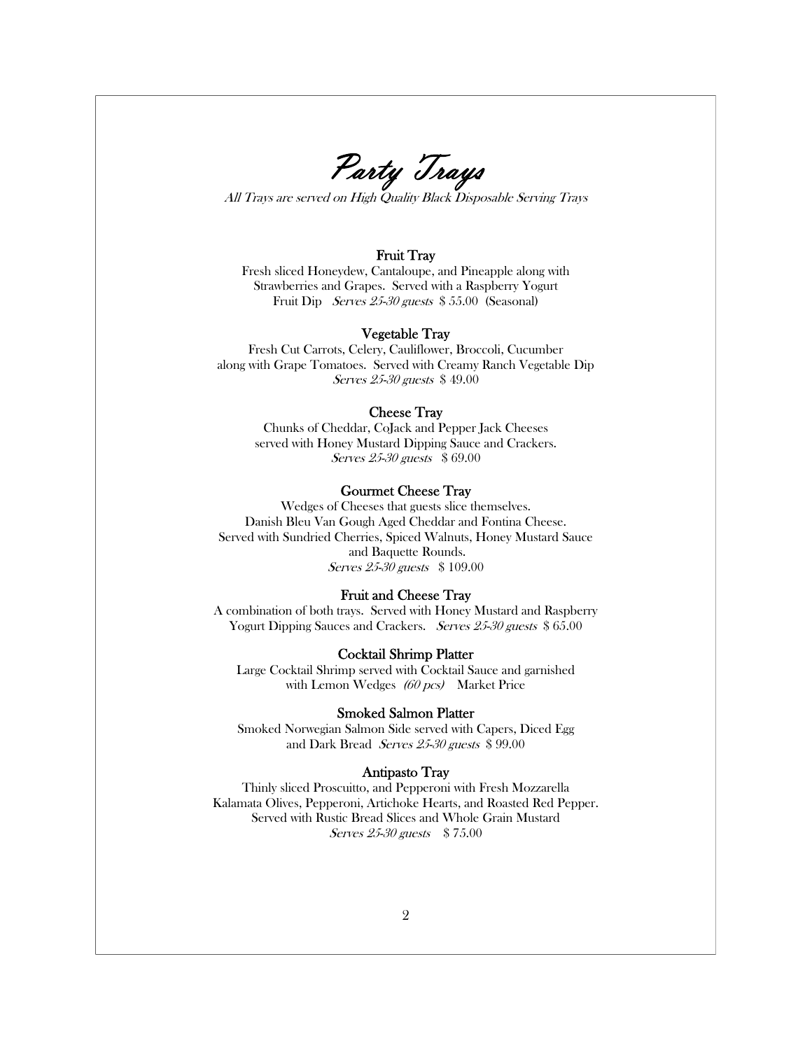# *Party Trays*

*All Trays are served on High Quality Black Disposable Serving Trays*

### Fruit Tray

Fresh sliced Honeydew, Cantaloupe, and Pineapple along with Strawberries and Grapes. Served with a Raspberry Yogurt Fruit Dip *Serves 25-30 guests* $ 55.00 (Seasonal)

### Vegetable Tray

Fresh Cut Carrots, Celery, Cauliflower, Broccoli, Cucumber along with Grape Tomatoes. Served with Creamy Ranch Vegetable Dip *Serves 25-30 guests* $ 49.00

### Cheese Tray

Chunks of Cheddar, CoJack and Pepper Jack Cheeses served with Honey Mustard Dipping Sauce and Crackers. *Serves 25-30 guests* $ 69.00

### Gourmet Cheese Tray

Wedges of Cheeses that guests slice themselves. Danish Bleu Van Gough Aged Cheddar and Fontina Cheese. Served with Sundried Cherries, Spiced Walnuts, Honey Mustard Sauce and Baquette Rounds. *Serves 25-30 guests* $ 109.00

### Fruit and Cheese Tray

A combination of both trays. Served with Honey Mustard and Raspberry Yogurt Dipping Sauces and Crackers. *Serves 25-30 guests* $ 65.00

### Cocktail Shrimp Platter

Large Cocktail Shrimp served with Cocktail Sauce and garnished with Lemon Wedges *(60 pcs)* Market Price

### Smoked Salmon Platter

Smoked Norwegian Salmon Side served with Capers, Diced Egg and Dark Bread *Serves 25-30 guests* $ 99.00

### Antipasto Tray

Thinly sliced Proscuitto, and Pepperoni with Fresh Mozzarella Kalamata Olives, Pepperoni, Artichoke Hearts, and Roasted Red Pepper. Served with Rustic Bread Slices and Whole Grain Mustard *Serves 25-30 guests* $ 75.00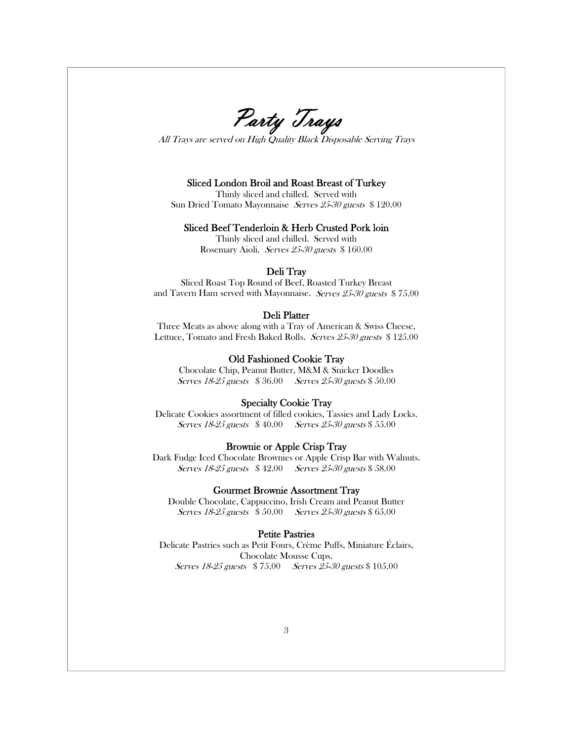# *Party Trays*

*All Trays are served on High Quality Black Disposable Serving Trays*

**Sliced London Broil and Roast Breast of Turkey**
Thinly sliced and chilled. Served with
Sun Dried Tomato Mayonnaise *Serves 25-30 guests* $ 120.00

**Sliced Beef Tenderloin & Herb Crusted Pork loin**
Thinly sliced and chilled. Served with
Rosemary Aioli. *Serves 25-30 guests* $ 160.00

**Deli Tray**
Sliced Roast Top Round of Beef, Roasted Turkey Breast
and Tavern Ham served with Mayonnaise. *Serves 25-30 guests* $ 75.00

**Deli Platter**
Three Meats as above along with a Tray of American & Swiss Cheese,
Lettuce, Tomato and Fresh Baked Rolls. *Serves 25-30 guests* $ 125.00

**Old Fashioned Cookie Tray**
Chocolate Chip, Peanut Butter, M&M & Snicker Doodles
*Serves 18-25 guests* $ 36.00 *Serves 25-30 guests* $ 50.00

**Specialty Cookie Tray**
Delicate Cookies assortment of filled cookies, Tassies and Lady Locks.
*Serves 18-25 guests* $ 40.00 *Serves 25-30 guests* $ 55.00

**Brownie or Apple Crisp Tray**
Dark Fudge Iced Chocolate Brownies or Apple Crisp Bar with Walnuts.
*Serves 18-25 guests* $ 42.00 *Serves 25-30 guests* $ 58.00

**Gourmet Brownie Assortment Tray**
Double Chocolate, Cappuccino, Irish Cream and Peanut Butter
*Serves 18-25 guests* $ 50.00 *Serves 25-30 guests* $ 65.00

**Petite Pastries**
Delicate Pastries such as Petit Fours, Crème Puffs, Miniature Éclairs,
Chocolate Mousse Cups.
*Serves 18-25 guests* $ 75.00 *Serves 25-30 guests* $ 105.00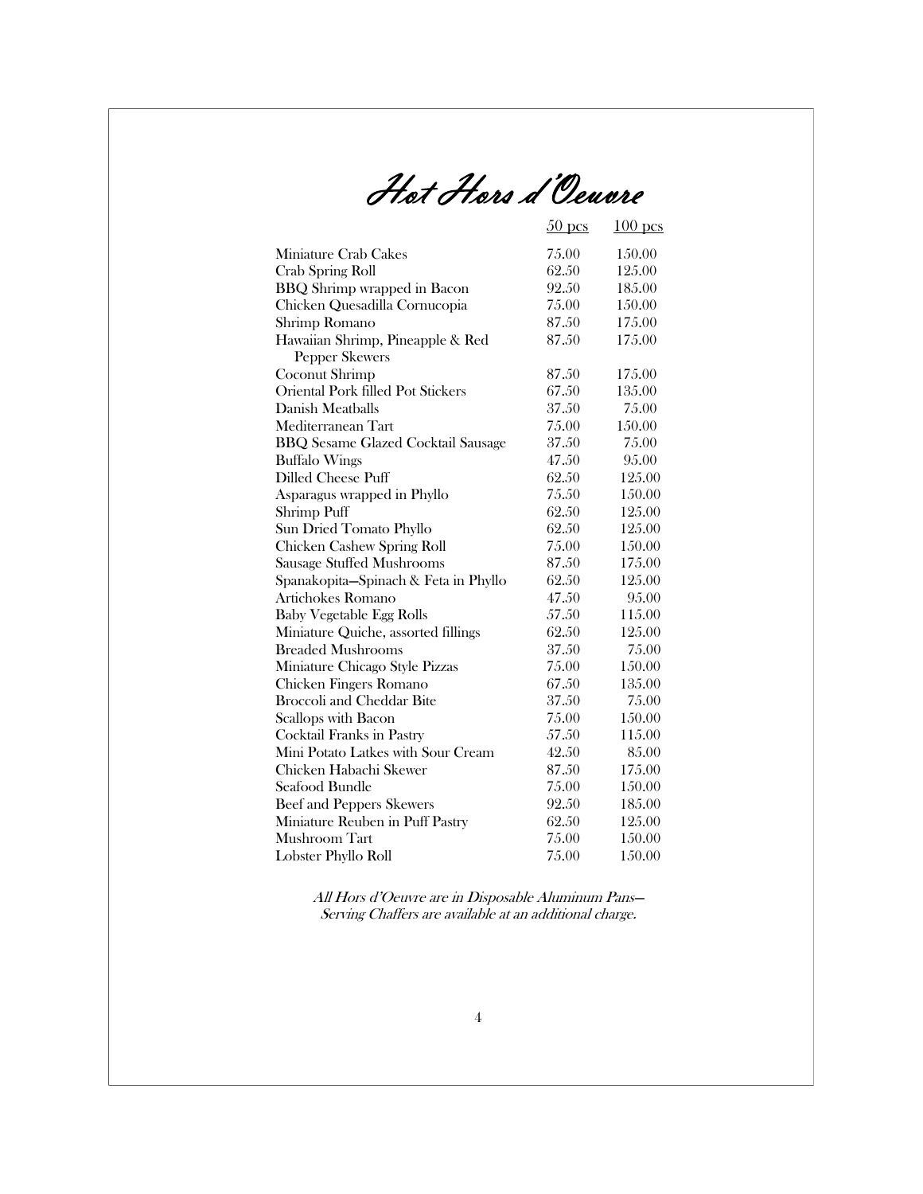# Hot Hors d'Oeuvre

| | 50 pcs | 100 pcs |
|---|---|---|
| Miniature Crab Cakes | 75.00 | 150.00 |
| Crab Spring Roll | 62.50 | 125.00 |
| BBQ Shrimp wrapped in Bacon | 92.50 | 185.00 |
| Chicken Quesadilla Cornucopia | 75.00 | 150.00 |
| Shrimp Romano | 87.50 | 175.00 |
| Hawaiian Shrimp, Pineapple & Red Pepper Skewers | 87.50 | 175.00 |
| Coconut Shrimp | 87.50 | 175.00 |
| Oriental Pork filled Pot Stickers | 67.50 | 135.00 |
| Danish Meatballs | 37.50 | 75.00 |
| Mediterranean Tart | 75.00 | 150.00 |
| BBQ Sesame Glazed Cocktail Sausage | 37.50 | 75.00 |
| Buffalo Wings | 47.50 | 95.00 |
| Dilled Cheese Puff | 62.50 | 125.00 |
| Asparagus wrapped in Phyllo | 75.50 | 150.00 |
| Shrimp Puff | 62.50 | 125.00 |
| Sun Dried Tomato Phyllo | 62.50 | 125.00 |
| Chicken Cashew Spring Roll | 75.00 | 150.00 |
| Sausage Stuffed Mushrooms | 87.50 | 175.00 |
| Spanakopita—Spinach & Feta in Phyllo | 62.50 | 125.00 |
| Artichokes Romano | 47.50 | 95.00 |
| Baby Vegetable Egg Rolls | 57.50 | 115.00 |
| Miniature Quiche, assorted fillings | 62.50 | 125.00 |
| Breaded Mushrooms | 37.50 | 75.00 |
| Miniature Chicago Style Pizzas | 75.00 | 150.00 |
| Chicken Fingers Romano | 67.50 | 135.00 |
| Broccoli and Cheddar Bite | 37.50 | 75.00 |
| Scallops with Bacon | 75.00 | 150.00 |
| Cocktail Franks in Pastry | 57.50 | 115.00 |
| Mini Potato Latkes with Sour Cream | 42.50 | 85.00 |
| Chicken Habachi Skewer | 87.50 | 175.00 |
| Seafood Bundle | 75.00 | 150.00 |
| Beef and Peppers Skewers | 92.50 | 185.00 |
| Miniature Reuben in Puff Pastry | 62.50 | 125.00 |
| Mushroom Tart | 75.00 | 150.00 |
| Lobster Phyllo Roll | 75.00 | 150.00 |

*All Hors d'Oeuvre are in Disposable Aluminum Pans—*
*Serving Chaffers are available at an additional charge.*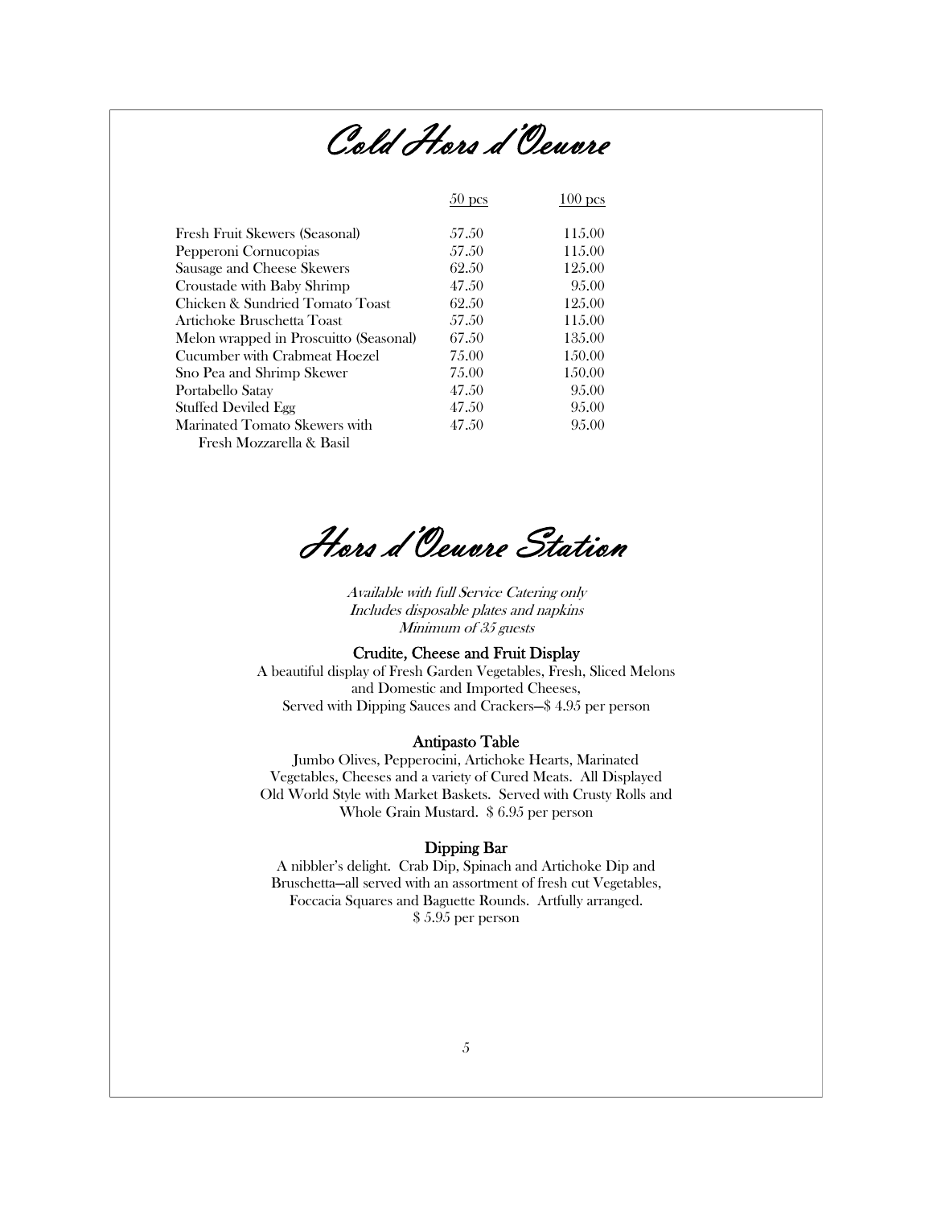# Cold Hors d'Oeuvre

| | 50 pcs | 100 pcs |
|---|---|---|
| Fresh Fruit Skewers (Seasonal) | 57.50 | 115.00 |
| Pepperoni Cornucopias | 57.50 | 115.00 |
| Sausage and Cheese Skewers | 62.50 | 125.00 |
| Croustade with Baby Shrimp | 47.50 | 95.00 |
| Chicken & Sundried Tomato Toast | 62.50 | 125.00 |
| Artichoke Bruschetta Toast | 57.50 | 115.00 |
| Melon wrapped in Proscuitto (Seasonal) | 67.50 | 135.00 |
| Cucumber with Crabmeat Hoezel | 75.00 | 150.00 |
| Sno Pea and Shrimp Skewer | 75.00 | 150.00 |
| Portabello Satay | 47.50 | 95.00 |
| Stuffed Deviled Egg | 47.50 | 95.00 |
| Marinated Tomato Skewers with Fresh Mozzarella & Basil | 47.50 | 95.00 |

# Hors d'Oeuvre Station

*Available with full Service Catering only*
*Includes disposable plates and napkins*
*Minimum of 35 guests*

### Crudite, Cheese and Fruit Display

A beautiful display of Fresh Garden Vegetables, Fresh, Sliced Melons and Domestic and Imported Cheeses, Served with Dipping Sauces and Crackers—$ 4.95 per person

### Antipasto Table

Jumbo Olives, Pepperocini, Artichoke Hearts, Marinated Vegetables, Cheeses and a variety of Cured Meats. All Displayed Old World Style with Market Baskets. Served with Crusty Rolls and Whole Grain Mustard. $ 6.95 per person

### Dipping Bar

A nibbler's delight. Crab Dip, Spinach and Artichoke Dip and Bruschetta—all served with an assortment of fresh cut Vegetables, Foccacia Squares and Baguette Rounds. Artfully arranged. $ 5.95 per person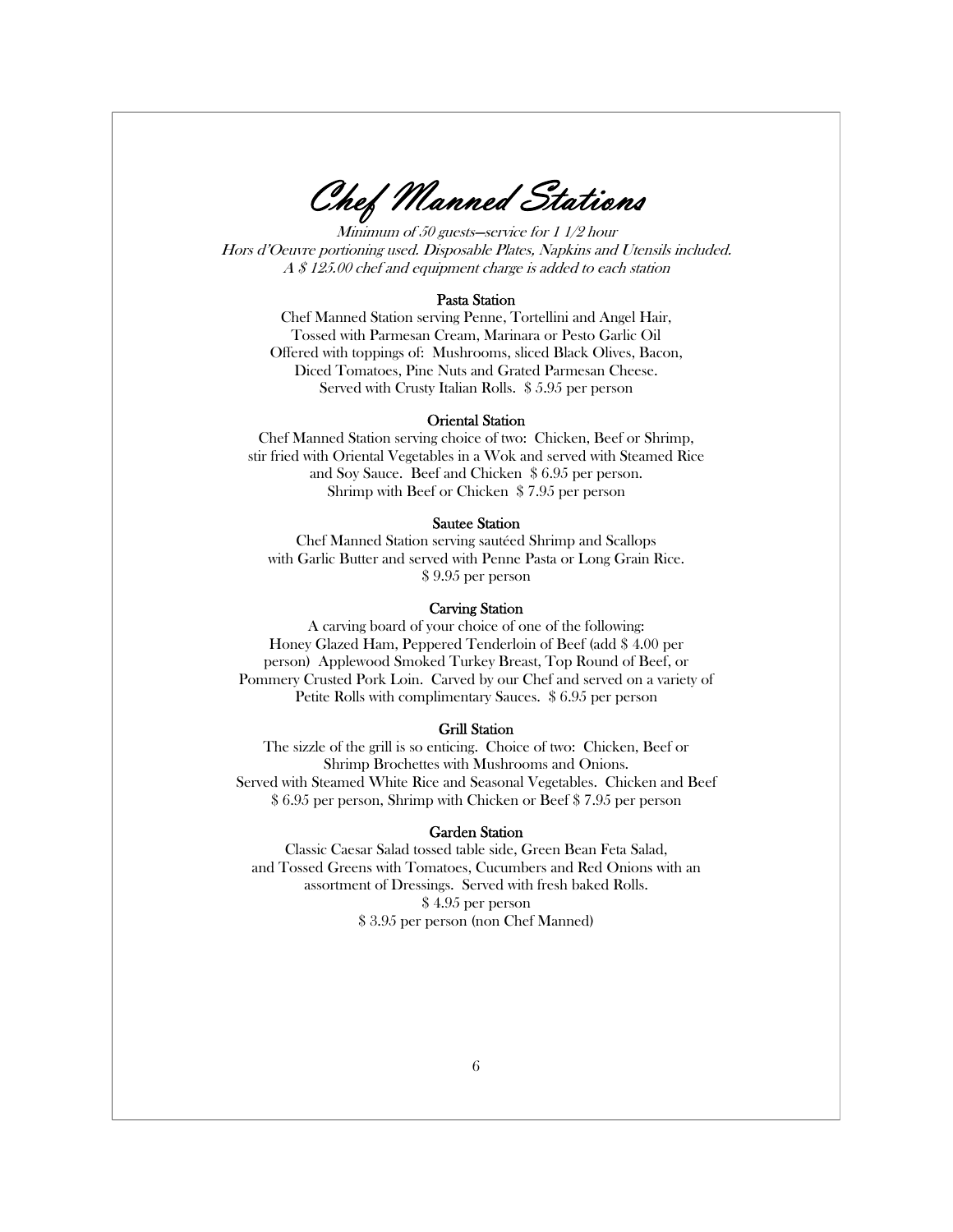# *Chef Manned Stations*

*Minimum of 50 guests—service for 1 1/2 hour*
*Hors d'Oeuvre portioning used. Disposable Plates, Napkins and Utensils included.*
*A $ 125.00 chef and equipment charge is added to each station*

### Pasta Station

Chef Manned Station serving Penne, Tortellini and Angel Hair,
Tossed with Parmesan Cream, Marinara or Pesto Garlic Oil
Offered with toppings of: Mushrooms, sliced Black Olives, Bacon,
Diced Tomatoes, Pine Nuts and Grated Parmesan Cheese.
Served with Crusty Italian Rolls. $ 5.95 per person

### Oriental Station

Chef Manned Station serving choice of two: Chicken, Beef or Shrimp,
stir fried with Oriental Vegetables in a Wok and served with Steamed Rice
and Soy Sauce. Beef and Chicken $ 6.95 per person.
Shrimp with Beef or Chicken $ 7.95 per person

### Sautee Station

Chef Manned Station serving sautéed Shrimp and Scallops
with Garlic Butter and served with Penne Pasta or Long Grain Rice.
$ 9.95 per person

### Carving Station

A carving board of your choice of one of the following:
Honey Glazed Ham, Peppered Tenderloin of Beef (add $ 4.00 per
person) Applewood Smoked Turkey Breast, Top Round of Beef, or
Pommery Crusted Pork Loin. Carved by our Chef and served on a variety of
Petite Rolls with complimentary Sauces. $ 6.95 per person

### Grill Station

The sizzle of the grill is so enticing. Choice of two: Chicken, Beef or
Shrimp Brochettes with Mushrooms and Onions.
Served with Steamed White Rice and Seasonal Vegetables. Chicken and Beef
$ 6.95 per person, Shrimp with Chicken or Beef $ 7.95 per person

### Garden Station

Classic Caesar Salad tossed table side, Green Bean Feta Salad,
and Tossed Greens with Tomatoes, Cucumbers and Red Onions with an
assortment of Dressings. Served with fresh baked Rolls.
$ 4.95 per person
$ 3.95 per person (non Chef Manned)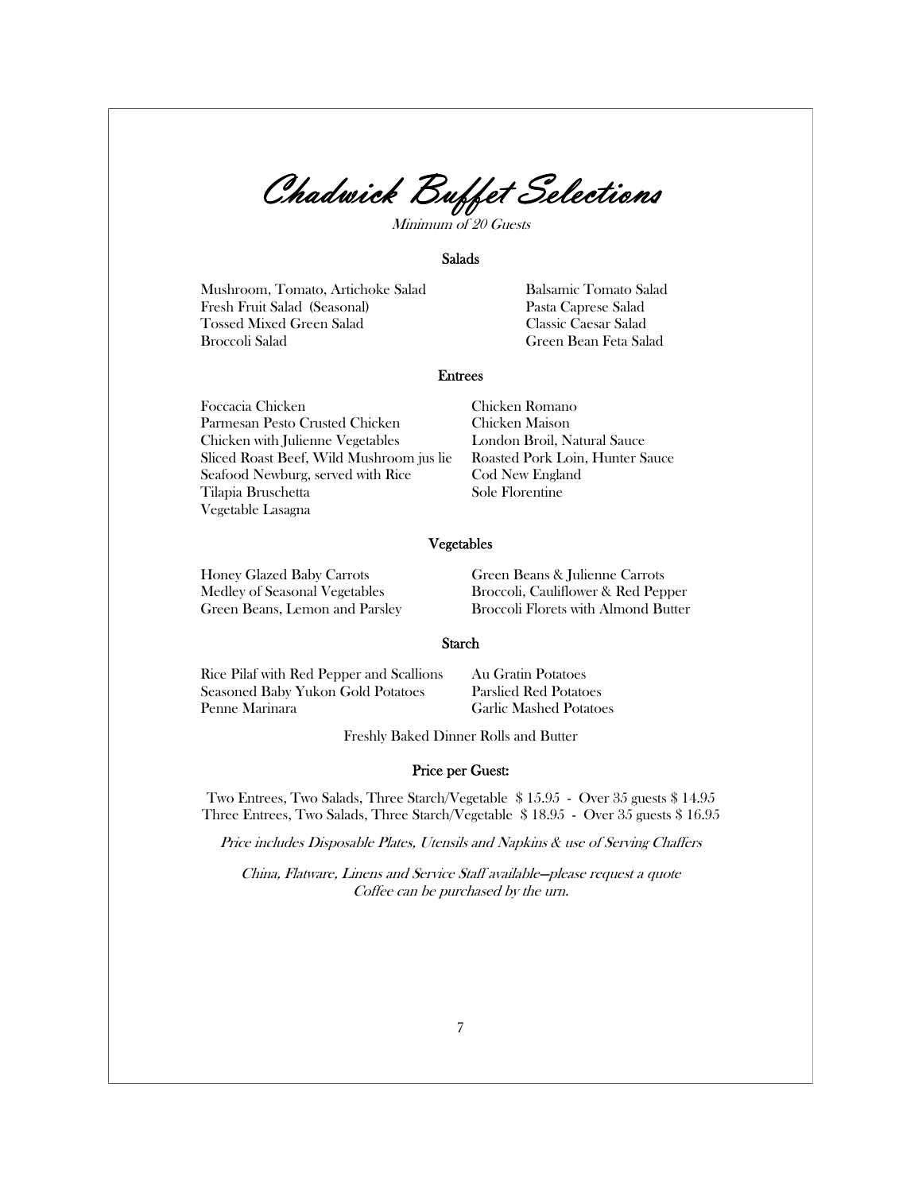# Chadwick Buffet Selections

*Minimum of 20 Guests*

## Salads

- Mushroom, Tomato, Artichoke Salad
- Fresh Fruit Salad (Seasonal)
- Tossed Mixed Green Salad
- Broccoli Salad
- Balsamic Tomato Salad
- Pasta Caprese Salad
- Classic Caesar Salad
- Green Bean Feta Salad

## Entrees

- Foccacia Chicken
- Parmesan Pesto Crusted Chicken
- Chicken with Julienne Vegetables
- Sliced Roast Beef, Wild Mushroom jus lie
- Seafood Newburg, served with Rice
- Tilapia Bruschetta
- Vegetable Lasagna
- Chicken Romano
- Chicken Maison
- London Broil, Natural Sauce
- Roasted Pork Loin, Hunter Sauce
- Cod New England
- Sole Florentine

## Vegetables

- Honey Glazed Baby Carrots
- Medley of Seasonal Vegetables
- Green Beans, Lemon and Parsley
- Green Beans & Julienne Carrots
- Broccoli, Cauliflower & Red Pepper
- Broccoli Florets with Almond Butter

## Starch

- Rice Pilaf with Red Pepper and Scallions
- Seasoned Baby Yukon Gold Potatoes
- Penne Marinara
- Au Gratin Potatoes
- Parslied Red Potatoes
- Garlic Mashed Potatoes

Freshly Baked Dinner Rolls and Butter

## Price per Guest:

Two Entrees, Two Salads, Three Starch/Vegetable $ 15.95 - Over 35 guests $ 14.95

Three Entrees, Two Salads, Three Starch/Vegetable $ 18.95 - Over 35 guests $ 16.95

*Price includes Disposable Plates, Utensils and Napkins & use of Serving Chaffers*

*China, Flatware, Linens and Service Staff available—please request a quote*

*Coffee can be purchased by the urn.*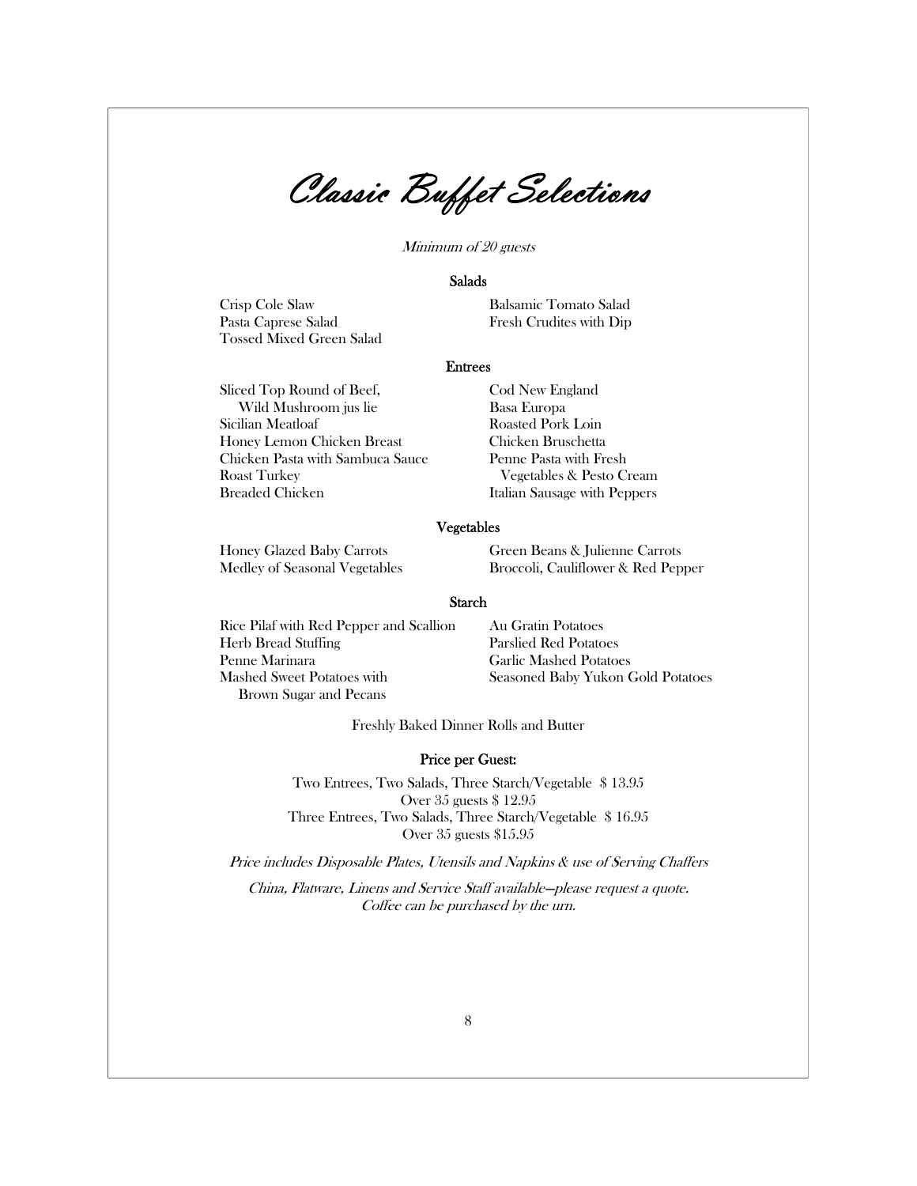# Classic Buffet Selections

*Minimum of 20 guests*

## Salads

Crisp Cole Slaw
Pasta Caprese Salad
Tossed Mixed Green Salad
Balsamic Tomato Salad
Fresh Crudites with Dip

## Entrees

Sliced Top Round of Beef, Wild Mushroom jus lie
Sicilian Meatloaf
Honey Lemon Chicken Breast
Chicken Pasta with Sambuca Sauce
Roast Turkey
Breaded Chicken
Cod New England
Basa Europa
Roasted Pork Loin
Chicken Bruschetta
Penne Pasta with Fresh Vegetables & Pesto Cream
Italian Sausage with Peppers

## Vegetables

Honey Glazed Baby Carrots
Medley of Seasonal Vegetables
Green Beans & Julienne Carrots
Broccoli, Cauliflower & Red Pepper

## Starch

Rice Pilaf with Red Pepper and Scallion
Herb Bread Stuffing
Penne Marinara
Mashed Sweet Potatoes with Brown Sugar and Pecans
Au Gratin Potatoes
Parslied Red Potatoes
Garlic Mashed Potatoes
Seasoned Baby Yukon Gold Potatoes

Freshly Baked Dinner Rolls and Butter

## Price per Guest:

Two Entrees, Two Salads, Three Starch/Vegetable $ 13.95
Over 35 guests $ 12.95
Three Entrees, Two Salads, Three Starch/Vegetable $ 16.95
Over 35 guests $15.95

*Price includes Disposable Plates, Utensils and Napkins & use of Serving Chaffers*

*China, Flatware, Linens and Service Staff available—please request a quote.*
*Coffee can be purchased by the urn.*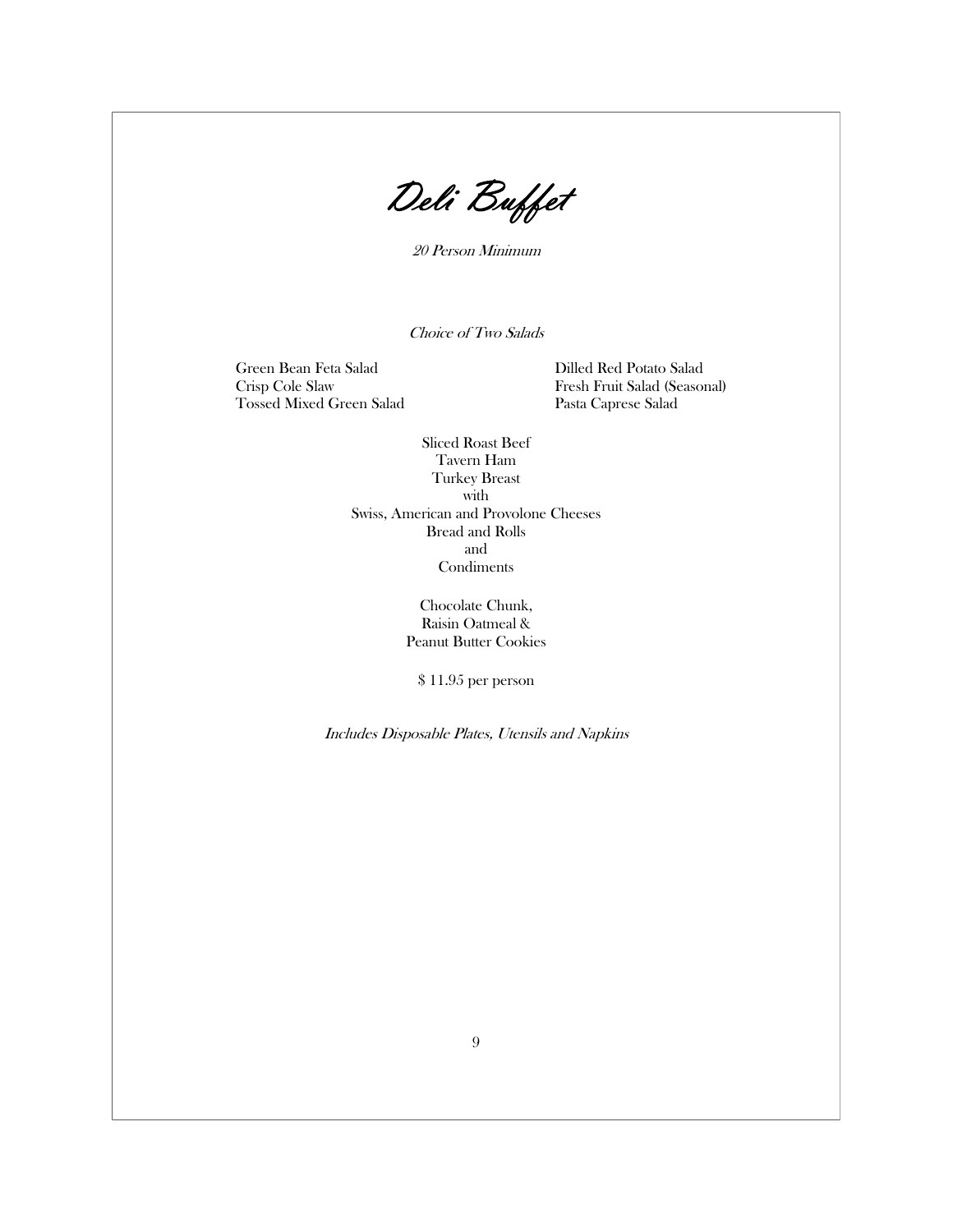# Deli Buffet

*20 Person Minimum*

*Choice of Two Salads*

Green Bean Feta Salad
Crisp Cole Slaw
Tossed Mixed Green Salad
Dilled Red Potato Salad
Fresh Fruit Salad (Seasonal)
Pasta Caprese Salad

Sliced Roast Beef
Tavern Ham
Turkey Breast
with
Swiss, American and Provolone Cheeses
Bread and Rolls
and
Condiments

Chocolate Chunk,
Raisin Oatmeal &
Peanut Butter Cookies

$ 11.95 per person

*Includes Disposable Plates, Utensils and Napkins*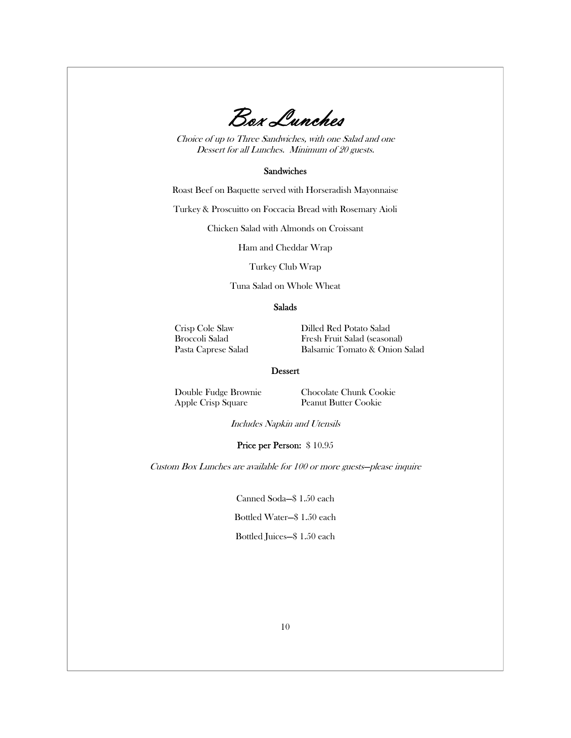# Box Lunches

*Choice of up to Three Sandwiches, with one Salad and one Dessert for all Lunches. Minimum of 20 guests.*

## Sandwiches

Roast Beef on Baquette served with Horseradish Mayonnaise

Turkey & Proscuitto on Foccacia Bread with Rosemary Aioli

Chicken Salad with Almonds on Croissant

Ham and Cheddar Wrap

Turkey Club Wrap

Tuna Salad on Whole Wheat

## Salads

Crisp Cole Slaw
Broccoli Salad
Pasta Caprese Salad
Dilled Red Potato Salad
Fresh Fruit Salad (seasonal)
Balsamic Tomato & Onion Salad

## Dessert

Double Fudge Brownie
Apple Crisp Square
Chocolate Chunk Cookie
Peanut Butter Cookie

*Includes Napkin and Utensils*

**Price per Person:** $ 10.95

*Custom Box Lunches are available for 100 or more guests—please inquire*

Canned Soda—$ 1.50 each

Bottled Water—$ 1.50 each

Bottled Juices—$ 1.50 each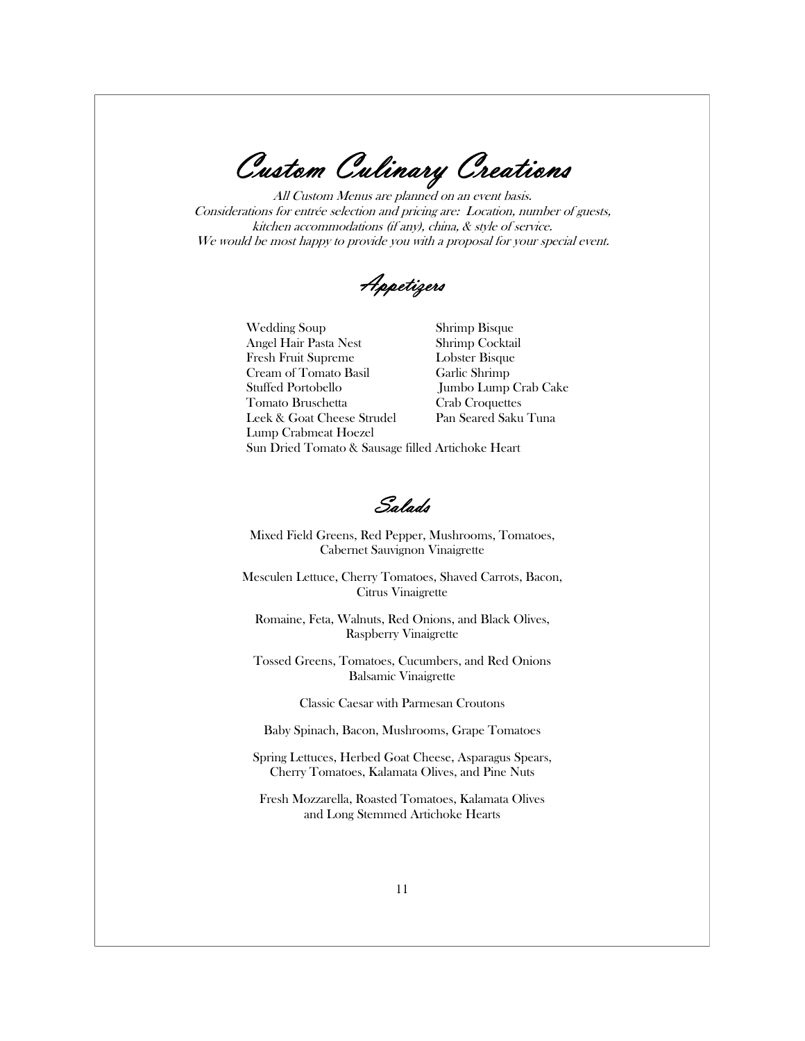# Custom Culinary Creations

*All Custom Menus are planned on an event basis.*
*Considerations for entrée selection and pricing are: Location, number of guests, kitchen accommodations (if any), china, & style of service.*
*We would be most happy to provide you with a proposal for your special event.*

## Appetizers

- Wedding Soup
- Angel Hair Pasta Nest
- Fresh Fruit Supreme
- Cream of Tomato Basil
- Stuffed Portobello
- Tomato Bruschetta
- Leek & Goat Cheese Strudel
- Lump Crabmeat Hoezel
- Sun Dried Tomato & Sausage filled Artichoke Heart
- Shrimp Bisque
- Shrimp Cocktail
- Lobster Bisque
- Garlic Shrimp
- Jumbo Lump Crab Cake
- Crab Croquettes
- Pan Seared Saku Tuna

## Salads

Mixed Field Greens, Red Pepper, Mushrooms, Tomatoes,
Cabernet Sauvignon Vinaigrette

Mesculen Lettuce, Cherry Tomatoes, Shaved Carrots, Bacon,
Citrus Vinaigrette

Romaine, Feta, Walnuts, Red Onions, and Black Olives,
Raspberry Vinaigrette

Tossed Greens, Tomatoes, Cucumbers, and Red Onions
Balsamic Vinaigrette

Classic Caesar with Parmesan Croutons

Baby Spinach, Bacon, Mushrooms, Grape Tomatoes

Spring Lettuces, Herbed Goat Cheese, Asparagus Spears,
Cherry Tomatoes, Kalamata Olives, and Pine Nuts

Fresh Mozzarella, Roasted Tomatoes, Kalamata Olives
and Long Stemmed Artichoke Hearts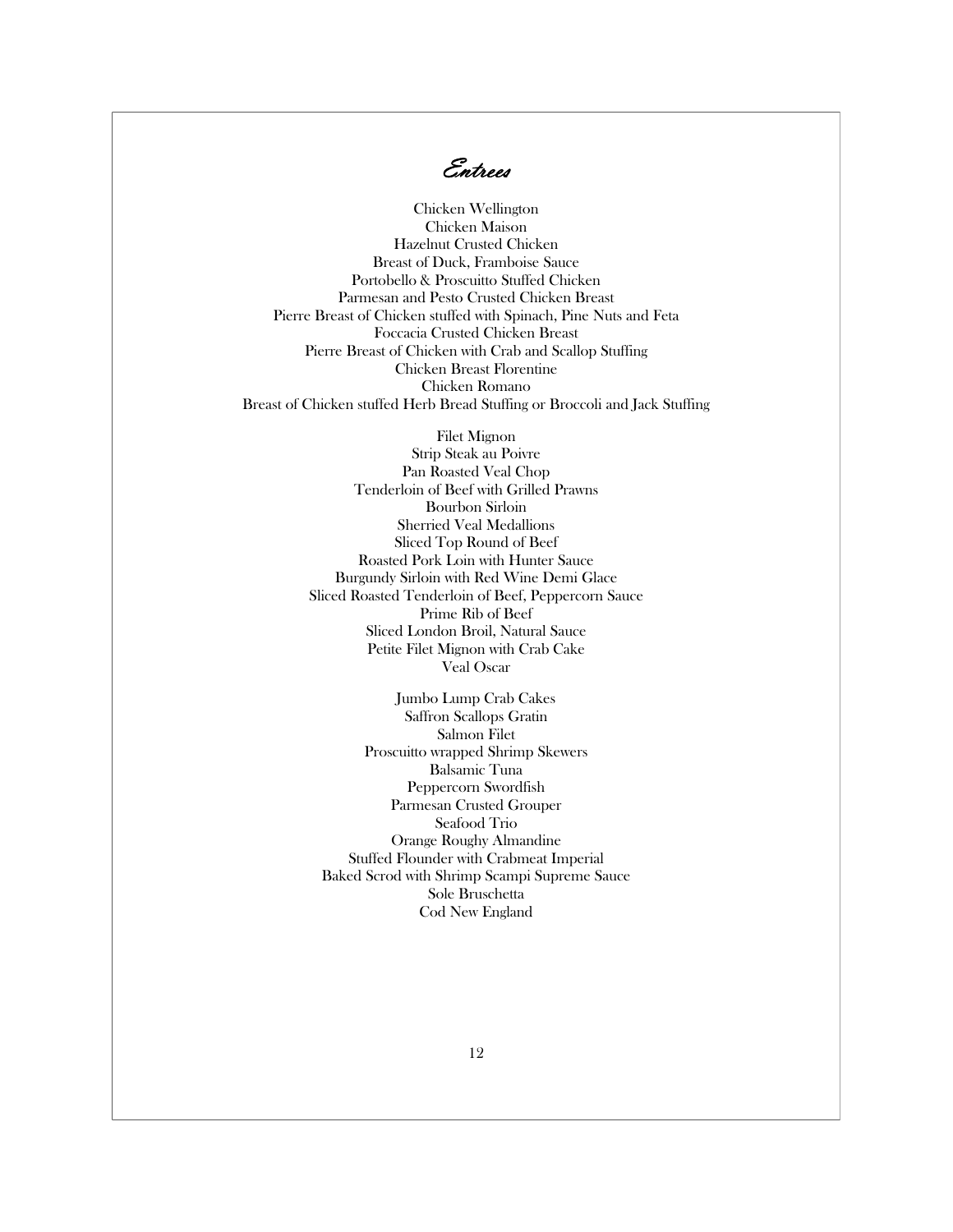# Entrees

Chicken Wellington
Chicken Maison
Hazelnut Crusted Chicken
Breast of Duck, Framboise Sauce
Portobello & Proscuitto Stuffed Chicken
Parmesan and Pesto Crusted Chicken Breast
Pierre Breast of Chicken stuffed with Spinach, Pine Nuts and Feta
Foccacia Crusted Chicken Breast
Pierre Breast of Chicken with Crab and Scallop Stuffing
Chicken Breast Florentine
Chicken Romano
Breast of Chicken stuffed Herb Bread Stuffing or Broccoli and Jack Stuffing

Filet Mignon
Strip Steak au Poivre
Pan Roasted Veal Chop
Tenderloin of Beef with Grilled Prawns
Bourbon Sirloin
Sherried Veal Medallions
Sliced Top Round of Beef
Roasted Pork Loin with Hunter Sauce
Burgundy Sirloin with Red Wine Demi Glace
Sliced Roasted Tenderloin of Beef, Peppercorn Sauce
Prime Rib of Beef
Sliced London Broil, Natural Sauce
Petite Filet Mignon with Crab Cake
Veal Oscar

Jumbo Lump Crab Cakes
Saffron Scallops Gratin
Salmon Filet
Proscuitto wrapped Shrimp Skewers
Balsamic Tuna
Peppercorn Swordfish
Parmesan Crusted Grouper
Seafood Trio
Orange Roughy Almandine
Stuffed Flounder with Crabmeat Imperial
Baked Scrod with Shrimp Scampi Supreme Sauce
Sole Bruschetta
Cod New England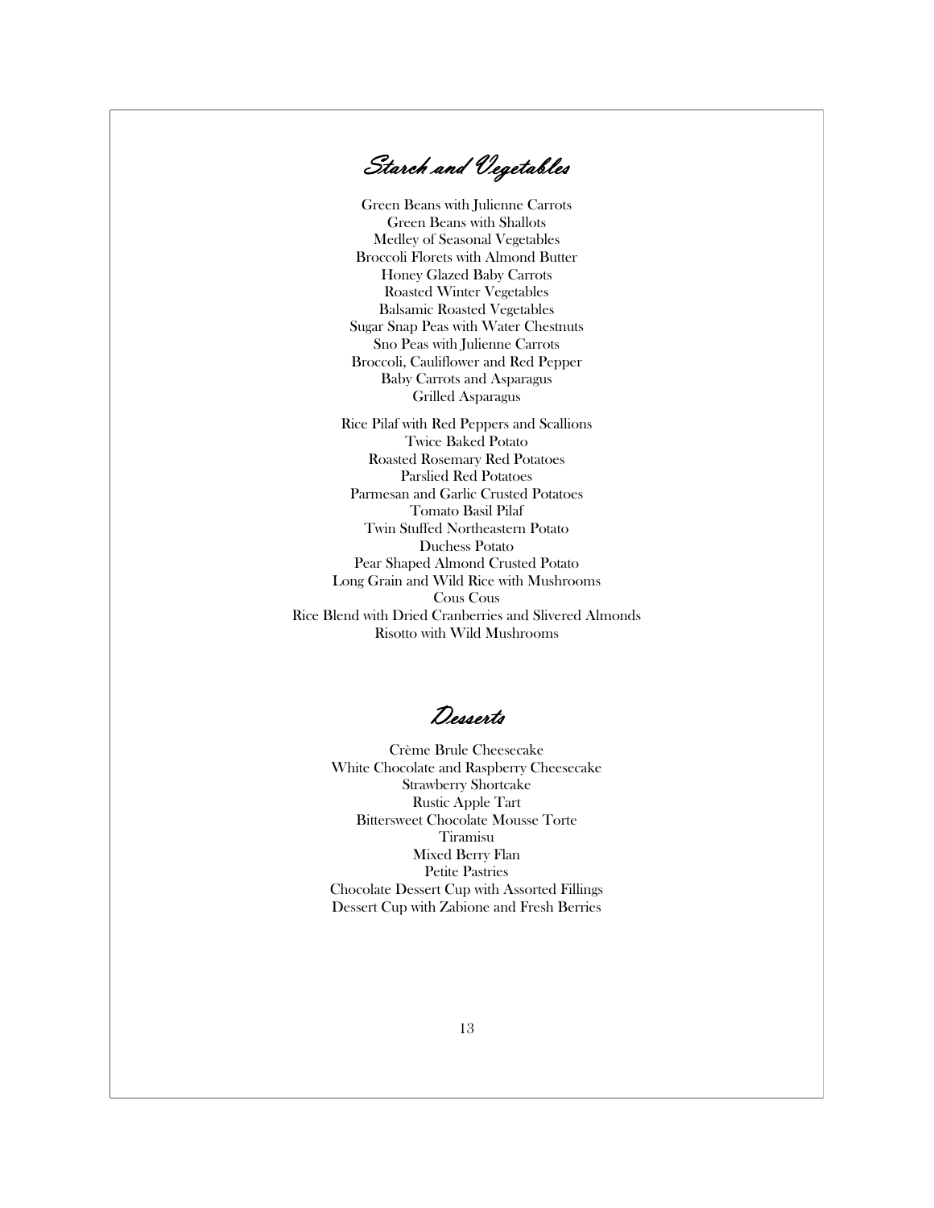## Starch and Vegetables

Green Beans with Julienne Carrots
Green Beans with Shallots
Medley of Seasonal Vegetables
Broccoli Florets with Almond Butter
Honey Glazed Baby Carrots
Roasted Winter Vegetables
Balsamic Roasted Vegetables
Sugar Snap Peas with Water Chestnuts
Sno Peas with Julienne Carrots
Broccoli, Cauliflower and Red Pepper
Baby Carrots and Asparagus
Grilled Asparagus

Rice Pilaf with Red Peppers and Scallions
Twice Baked Potato
Roasted Rosemary Red Potatoes
Parslied Red Potatoes
Parmesan and Garlic Crusted Potatoes
Tomato Basil Pilaf
Twin Stuffed Northeastern Potato
Duchess Potato
Pear Shaped Almond Crusted Potato
Long Grain and Wild Rice with Mushrooms
Cous Cous
Rice Blend with Dried Cranberries and Slivered Almonds
Risotto with Wild Mushrooms

## Desserts

Crème Brule Cheesecake
White Chocolate and Raspberry Cheesecake
Strawberry Shortcake
Rustic Apple Tart
Bittersweet Chocolate Mousse Torte
Tiramisu
Mixed Berry Flan
Petite Pastries
Chocolate Dessert Cup with Assorted Fillings
Dessert Cup with Zabione and Fresh Berries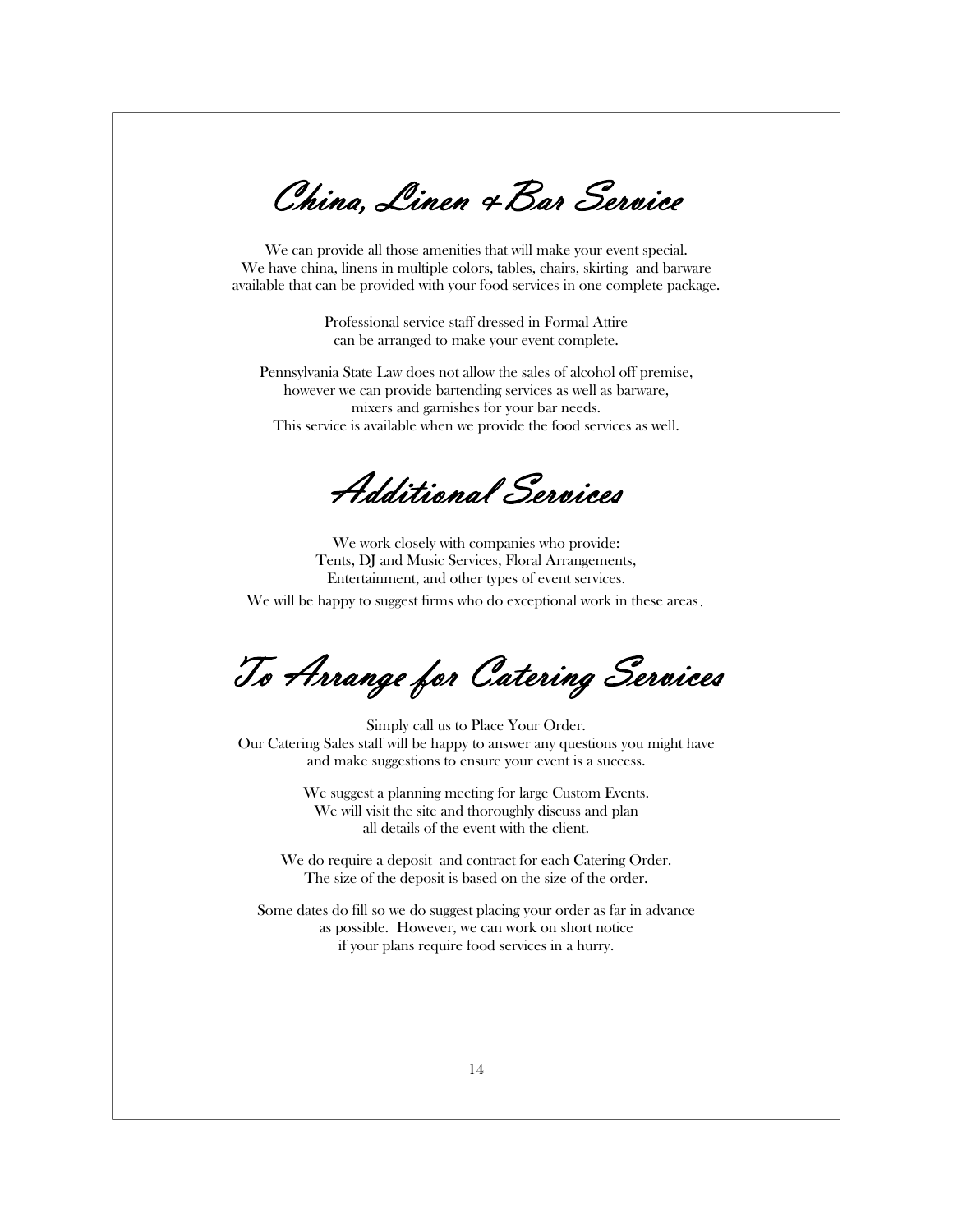# China, Linen & Bar Service

We can provide all those amenities that will make your event special.
We have china, linens in multiple colors, tables, chairs, skirting and barware available that can be provided with your food services in one complete package.

Professional service staff dressed in Formal Attire can be arranged to make your event complete.

Pennsylvania State Law does not allow the sales of alcohol off premise, however we can provide bartending services as well as barware, mixers and garnishes for your bar needs.
This service is available when we provide the food services as well.

# Additional Services

We work closely with companies who provide:
Tents, DJ and Music Services, Floral Arrangements, Entertainment, and other types of event services.
We will be happy to suggest firms who do exceptional work in these areas.

# To Arrange for Catering Services

Simply call us to Place Your Order.
Our Catering Sales staff will be happy to answer any questions you might have and make suggestions to ensure your event is a success.

We suggest a planning meeting for large Custom Events.
We will visit the site and thoroughly discuss and plan all details of the event with the client.

We do require a deposit and contract for each Catering Order.
The size of the deposit is based on the size of the order.

Some dates do fill so we do suggest placing your order as far in advance as possible. However, we can work on short notice if your plans require food services in a hurry.